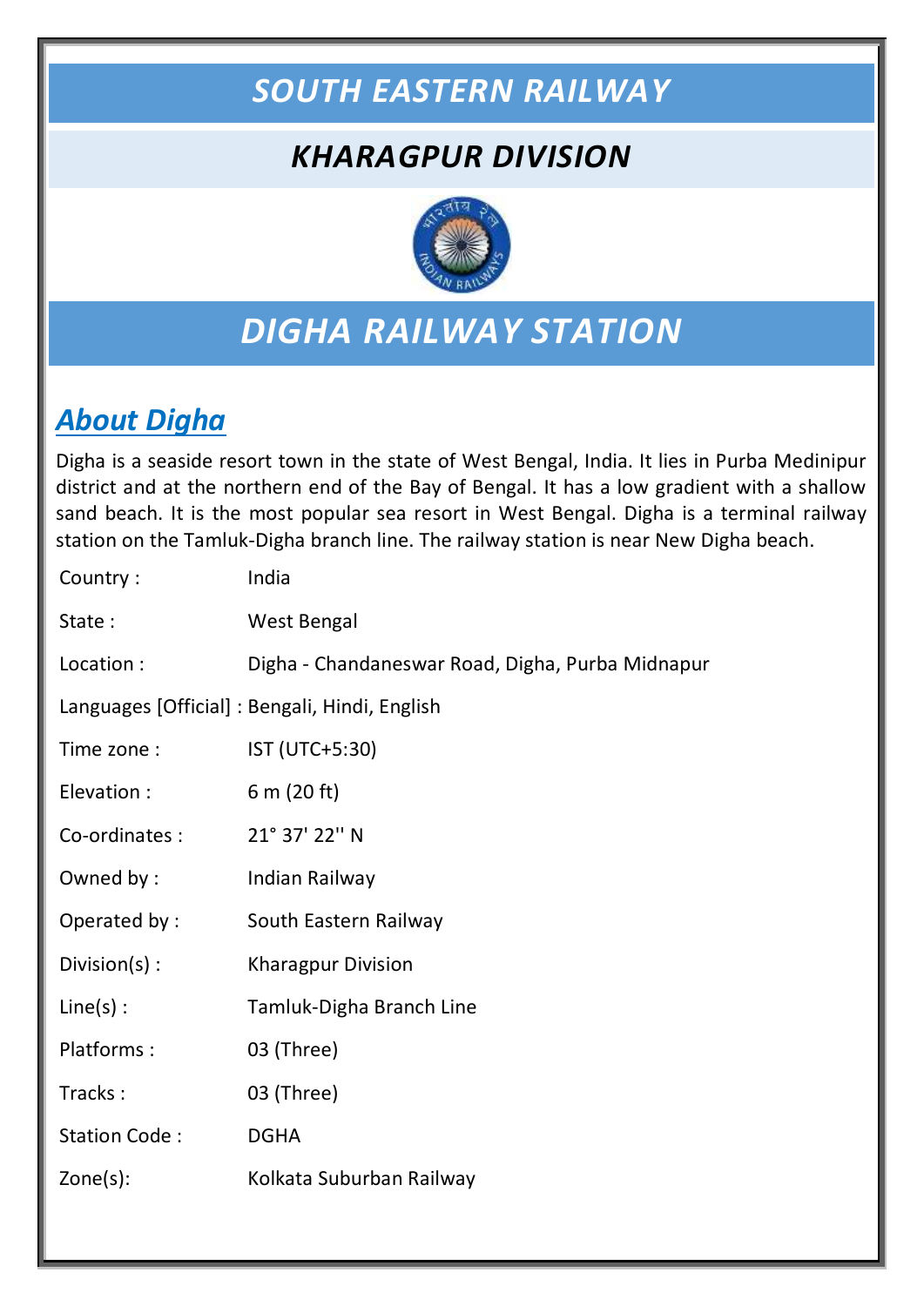# SOUTH EASTERN RAILWAY

## KHARAGPUR DIVISION

# DIGHA RAILWAY STATION

## About Digha

Digha is a seaside resort town in the state of West Bengal, India. It lies in Purba Medinipur district and at the northern end of the Bay of Bengal. It has a low gradient with a shallow sand beach. It is the most popular sea resort in West Bengal. Digha is a terminal railway station on the Tamluk-Digha branch line. The railway station is near New Digha beach.

| | |
|---|---|
| Country : | India |
| State : | West Bengal |
| Location : | Digha - Chandaneswar Road, Digha, Purba Midnapur |
| Languages [Official] : | Bengali, Hindi, English |
| Time zone : | IST (UTC+5:30) |
| Elevation : | 6 m (20 ft) |
| Co-ordinates : | 21° 37' 22'' N |
| Owned by : | Indian Railway |
| Operated by : | South Eastern Railway |
| Division(s) : | Kharagpur Division |
| Line(s) : | Tamluk-Digha Branch Line |
| Platforms : | 03 (Three) |
| Tracks : | 03 (Three) |
| Station Code : | DGHA |
| Zone(s): | Kolkata Suburban Railway |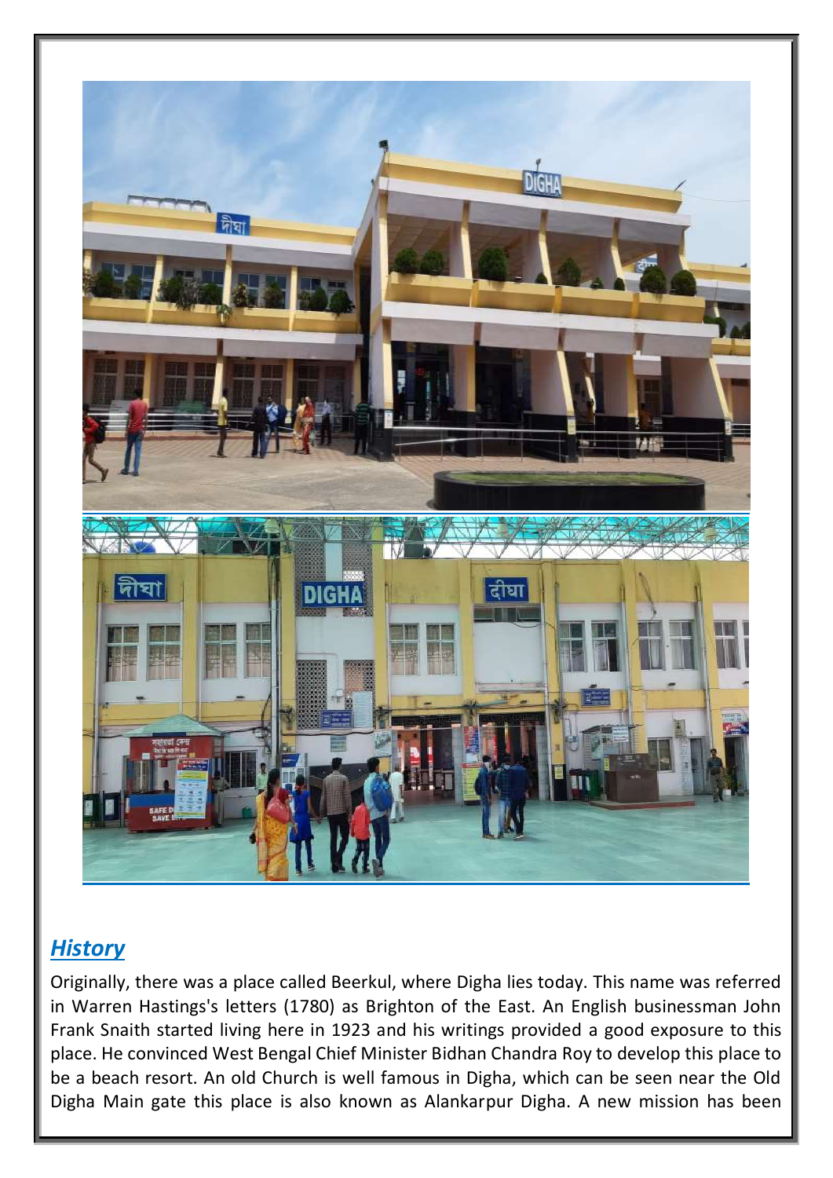## *History*

Originally, there was a place called Beerkul, where Digha lies today. This name was referred in Warren Hastings's letters (1780) as Brighton of the East. An English businessman John Frank Snaith started living here in 1923 and his writings provided a good exposure to this place. He convinced West Bengal Chief Minister Bidhan Chandra Roy to develop this place to be a beach resort. An old Church is well famous in Digha, which can be seen near the Old Digha Main gate this place is also known as Alankarpur Digha. A new mission has been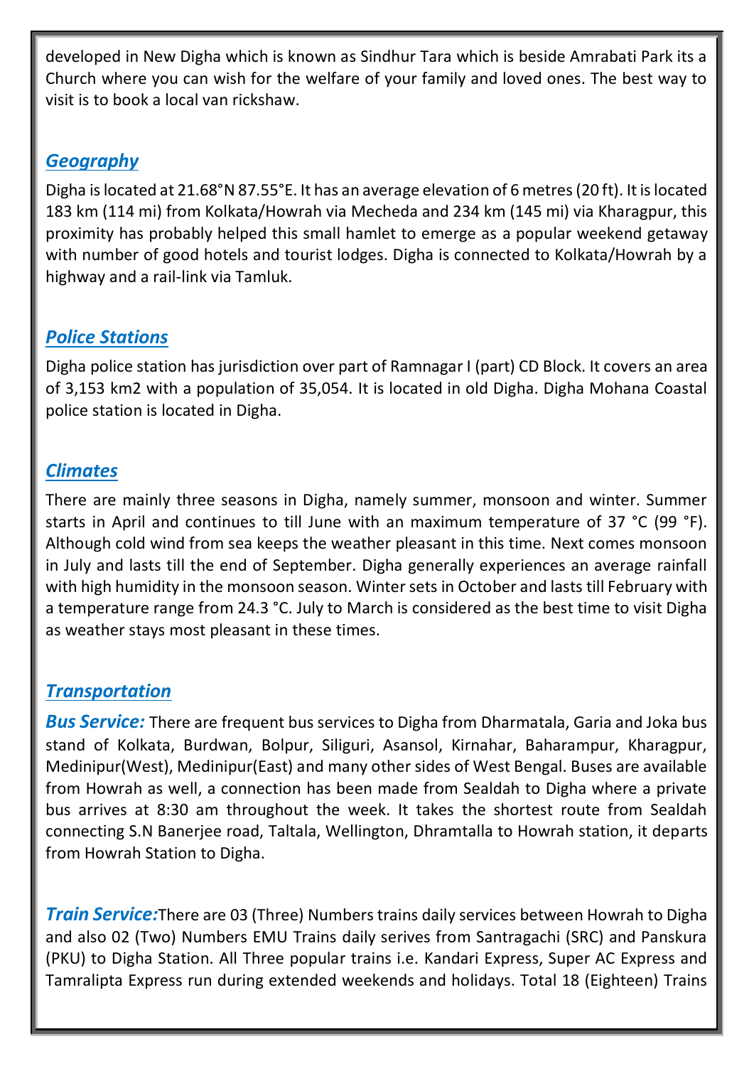developed in New Digha which is known as Sindhur Tara which is beside Amrabati Park its a Church where you can wish for the welfare of your family and loved ones. The best way to visit is to book a local van rickshaw.

## *Geography*

Digha is located at 21.68°N 87.55°E. It has an average elevation of 6 metres (20 ft). It is located 183 km (114 mi) from Kolkata/Howrah via Mecheda and 234 km (145 mi) via Kharagpur, this proximity has probably helped this small hamlet to emerge as a popular weekend getaway with number of good hotels and tourist lodges. Digha is connected to Kolkata/Howrah by a highway and a rail-link via Tamluk.

## *Police Stations*

Digha police station has jurisdiction over part of Ramnagar I (part) CD Block. It covers an area of 3,153 km2 with a population of 35,054. It is located in old Digha. Digha Mohana Coastal police station is located in Digha.

## *Climates*

There are mainly three seasons in Digha, namely summer, monsoon and winter. Summer starts in April and continues to till June with an maximum temperature of 37 °C (99 °F). Although cold wind from sea keeps the weather pleasant in this time. Next comes monsoon in July and lasts till the end of September. Digha generally experiences an average rainfall with high humidity in the monsoon season. Winter sets in October and lasts till February with a temperature range from 24.3 °C. July to March is considered as the best time to visit Digha as weather stays most pleasant in these times.

## *Transportation*

***Bus Service:*** There are frequent bus services to Digha from Dharmatala, Garia and Joka bus stand of Kolkata, Burdwan, Bolpur, Siliguri, Asansol, Kirnahar, Baharampur, Kharagpur, Medinipur(West), Medinipur(East) and many other sides of West Bengal. Buses are available from Howrah as well, a connection has been made from Sealdah to Digha where a private bus arrives at 8:30 am throughout the week. It takes the shortest route from Sealdah connecting S.N Banerjee road, Taltala, Wellington, Dhramtalla to Howrah station, it departs from Howrah Station to Digha.

***Train Service:***There are 03 (Three) Numbers trains daily services between Howrah to Digha and also 02 (Two) Numbers EMU Trains daily serives from Santragachi (SRC) and Panskura (PKU) to Digha Station. All Three popular trains i.e. Kandari Express, Super AC Express and Tamralipta Express run during extended weekends and holidays. Total 18 (Eighteen) Trains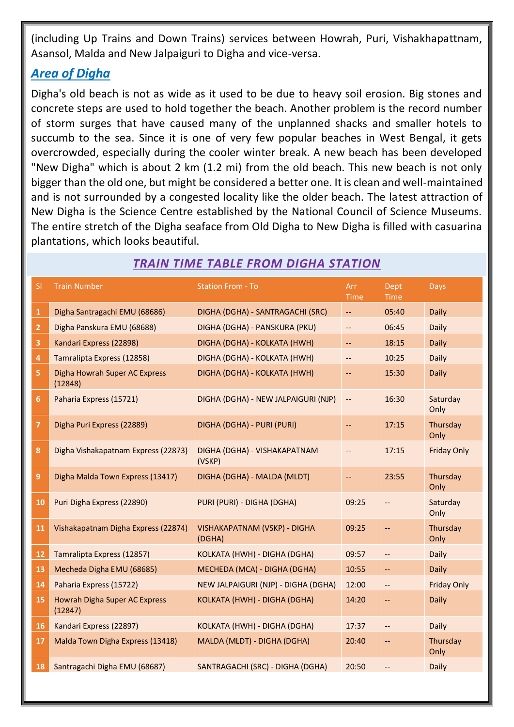(including Up Trains and Down Trains) services between Howrah, Puri, Vishakhapattnam, Asansol, Malda and New Jalpaiguri to Digha and vice-versa.

## *Area of Digha*

Digha's old beach is not as wide as it used to be due to heavy soil erosion. Big stones and concrete steps are used to hold together the beach. Another problem is the record number of storm surges that have caused many of the unplanned shacks and smaller hotels to succumb to the sea. Since it is one of very few popular beaches in West Bengal, it gets overcrowded, especially during the cooler winter break. A new beach has been developed "New Digha" which is about 2 km (1.2 mi) from the old beach. This new beach is not only bigger than the old one, but might be considered a better one. It is clean and well-maintained and is not surrounded by a congested locality like the older beach. The latest attraction of New Digha is the Science Centre established by the National Council of Science Museums. The entire stretch of the Digha seaface from Old Digha to New Digha is filled with casuarina plantations, which looks beautiful.

### *TRAIN TIME TABLE FROM DIGHA STATION*

| Sl | Train Number | Station From - To | Arr Time | Dept Time | Days |
|---|---|---|---|---|---|
| 1 | Digha Santragachi EMU (68686) | DIGHA (DGHA) - SANTRAGACHI (SRC) | -- | 05:40 | Daily |
| 2 | Digha Panskura EMU (68688) | DIGHA (DGHA) - PANSKURA (PKU) | -- | 06:45 | Daily |
| 3 | Kandari Express (22898) | DIGHA (DGHA) - KOLKATA (HWH) | -- | 18:15 | Daily |
| 4 | Tamralipta Express (12858) | DIGHA (DGHA) - KOLKATA (HWH) | -- | 10:25 | Daily |
| 5 | Digha Howrah Super AC Express (12848) | DIGHA (DGHA) - KOLKATA (HWH) | -- | 15:30 | Daily |
| 6 | Paharia Express (15721) | DIGHA (DGHA) - NEW JALPAIGURI (NJP) | -- | 16:30 | Saturday Only |
| 7 | Digha Puri Express (22889) | DIGHA (DGHA) - PURI (PURI) | -- | 17:15 | Thursday Only |
| 8 | Digha Vishakapatnam Express (22873) | DIGHA (DGHA) - VISHAKAPATNAM (VSKP) | -- | 17:15 | Friday Only |
| 9 | Digha Malda Town Express (13417) | DIGHA (DGHA) - MALDA (MLDT) | -- | 23:55 | Thursday Only |
| 10 | Puri Digha Express (22890) | PURI (PURI) - DIGHA (DGHA) | 09:25 | -- | Saturday Only |
| 11 | Vishakapatnam Digha Express (22874) | VISHAKAPATNAM (VSKP) - DIGHA (DGHA) | 09:25 | -- | Thursday Only |
| 12 | Tamralipta Express (12857) | KOLKATA (HWH) - DIGHA (DGHA) | 09:57 | -- | Daily |
| 13 | Mecheda Digha EMU (68685) | MECHEDA (MCA) - DIGHA (DGHA) | 10:55 | -- | Daily |
| 14 | Paharia Express (15722) | NEW JALPAIGURI (NJP) - DIGHA (DGHA) | 12:00 | -- | Friday Only |
| 15 | Howrah Digha Super AC Express (12847) | KOLKATA (HWH) - DIGHA (DGHA) | 14:20 | -- | Daily |
| 16 | Kandari Express (22897) | KOLKATA (HWH) - DIGHA (DGHA) | 17:37 | -- | Daily |
| 17 | Malda Town Digha Express (13418) | MALDA (MLDT) - DIGHA (DGHA) | 20:40 | -- | Thursday Only |
| 18 | Santragachi Digha EMU (68687) | SANTRAGACHI (SRC) - DIGHA (DGHA) | 20:50 | -- | Daily |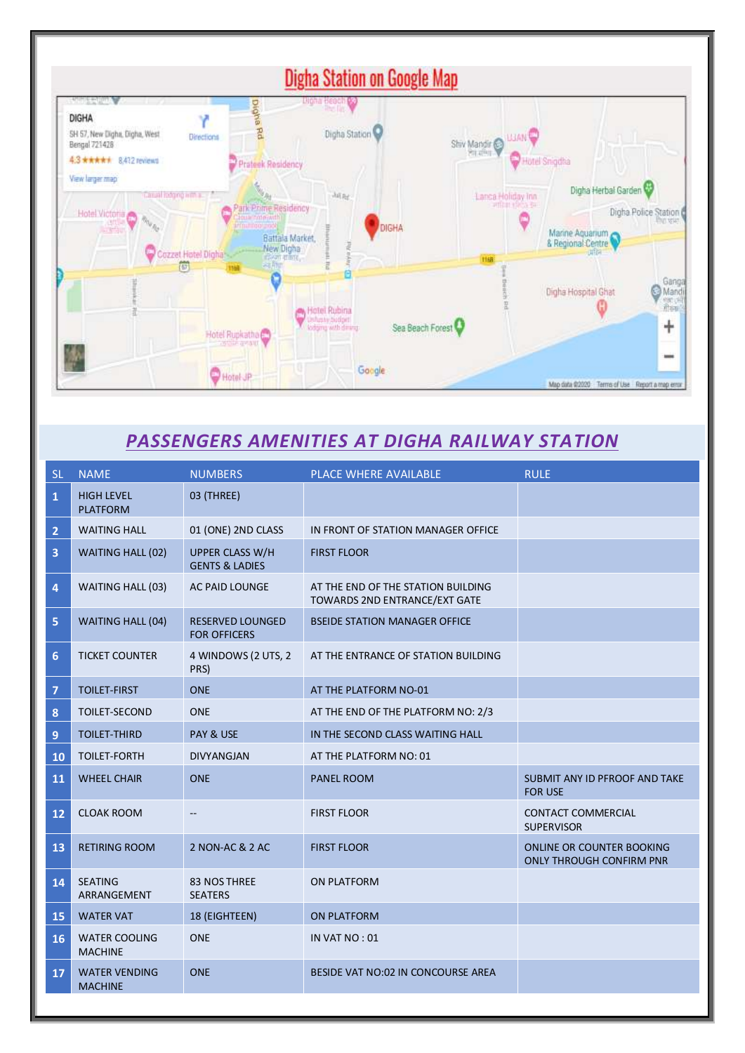## Digha Station on Google Map

## *PASSENGERS AMENITIES AT DIGHA RAILWAY STATION*

| SL | NAME | NUMBERS | PLACE WHERE AVAILABLE | RULE |
|---|---|---|---|---|
| 1 | HIGH LEVEL PLATFORM | 03 (THREE) | | |
| 2 | WAITING HALL | 01 (ONE) 2ND CLASS | IN FRONT OF STATION MANAGER OFFICE | |
| 3 | WAITING HALL (02) | UPPER CLASS W/H GENTS & LADIES | FIRST FLOOR | |
| 4 | WAITING HALL (03) | AC PAID LOUNGE | AT THE END OF THE STATION BUILDING TOWARDS 2ND ENTRANCE/EXT GATE | |
| 5 | WAITING HALL (04) | RESERVED LOUNGED FOR OFFICERS | BSEIDE STATION MANAGER OFFICE | |
| 6 | TICKET COUNTER | 4 WINDOWS (2 UTS, 2 PRS) | AT THE ENTRANCE OF STATION BUILDING | |
| 7 | TOILET-FIRST | ONE | AT THE PLATFORM NO-01 | |
| 8 | TOILET-SECOND | ONE | AT THE END OF THE PLATFORM NO: 2/3 | |
| 9 | TOILET-THIRD | PAY & USE | IN THE SECOND CLASS WAITING HALL | |
| 10 | TOILET-FORTH | DIVYANGJAN | AT THE PLATFORM NO: 01 | |
| 11 | WHEEL CHAIR | ONE | PANEL ROOM | SUBMIT ANY ID PFROOF AND TAKE FOR USE |
| 12 | CLOAK ROOM | -- | FIRST FLOOR | CONTACT COMMERCIAL SUPERVISOR |
| 13 | RETIRING ROOM | 2 NON-AC & 2 AC | FIRST FLOOR | ONLINE OR COUNTER BOOKING ONLY THROUGH CONFIRM PNR |
| 14 | SEATING ARRANGEMENT | 83 NOS THREE SEATERS | ON PLATFORM | |
| 15 | WATER VAT | 18 (EIGHTEEN) | ON PLATFORM | |
| 16 | WATER COOLING MACHINE | ONE | IN VAT NO : 01 | |
| 17 | WATER VENDING MACHINE | ONE | BESIDE VAT NO:02 IN CONCOURSE AREA | |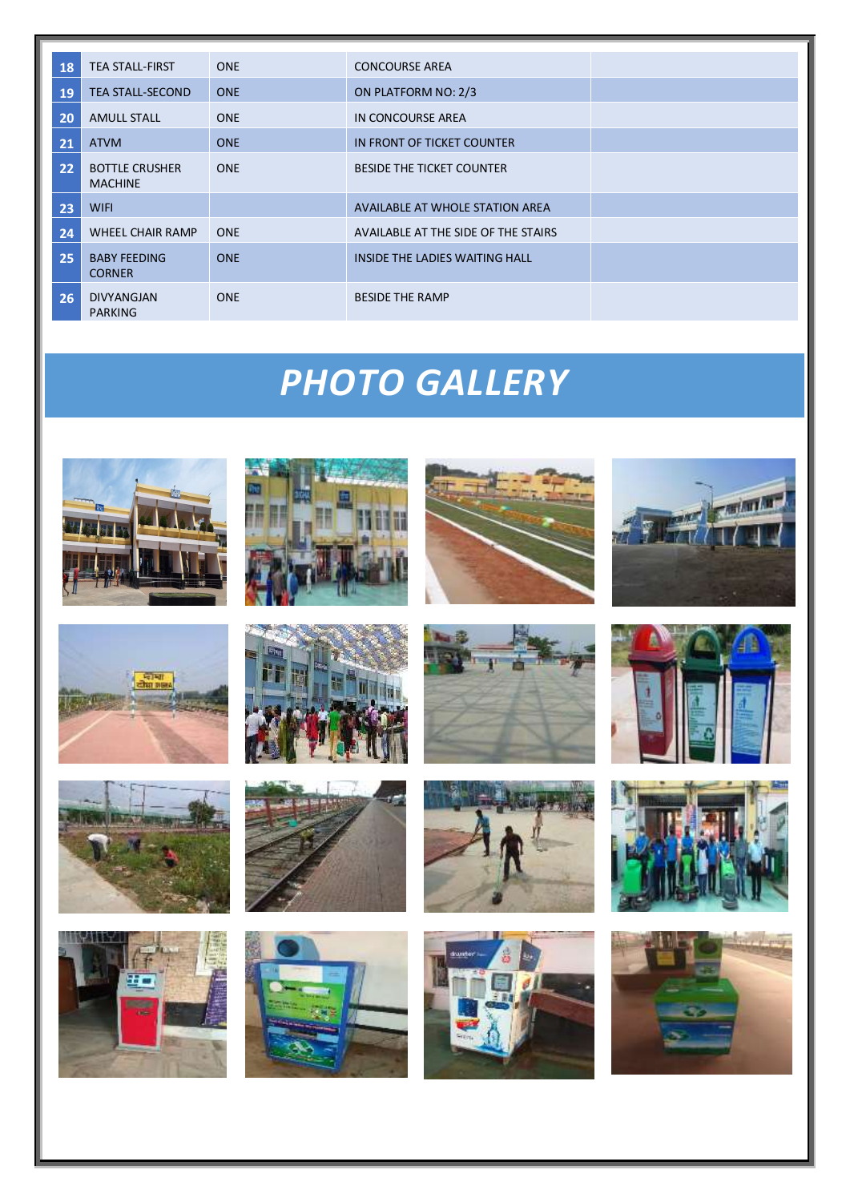| | | | | |
|---|---|---|---|---|
| 18 | TEA STALL-FIRST | ONE | CONCOURSE AREA | |
| 19 | TEA STALL-SECOND | ONE | ON PLATFORM NO: 2/3 | |
| 20 | AMULL STALL | ONE | IN CONCOURSE AREA | |
| 21 | ATVM | ONE | IN FRONT OF TICKET COUNTER | |
| 22 | BOTTLE CRUSHER MACHINE | ONE | BESIDE THE TICKET COUNTER | |
| 23 | WIFI | | AVAILABLE AT WHOLE STATION AREA | |
| 24 | WHEEL CHAIR RAMP | ONE | AVAILABLE AT THE SIDE OF THE STAIRS | |
| 25 | BABY FEEDING CORNER | ONE | INSIDE THE LADIES WAITING HALL | |
| 26 | DIVYANGJAN PARKING | ONE | BESIDE THE RAMP | |

# *PHOTO GALLERY*